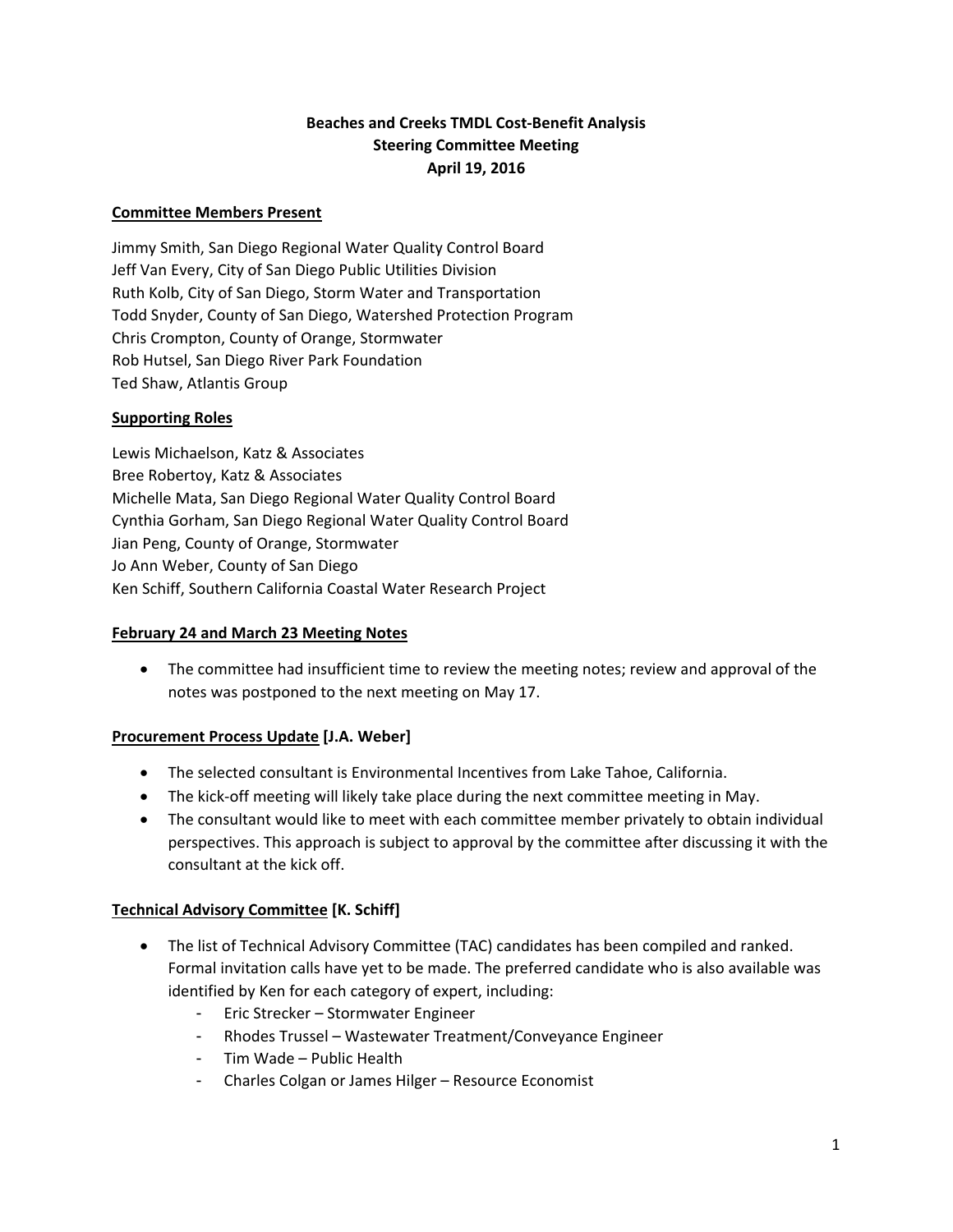# Beaches and Creeks TMDL Cost-Benefit Analysis
## Steering Committee Meeting
## April 19, 2016

**Committee Members Present**

Jimmy Smith, San Diego Regional Water Quality Control Board
Jeff Van Every, City of San Diego Public Utilities Division
Ruth Kolb, City of San Diego, Storm Water and Transportation
Todd Snyder, County of San Diego, Watershed Protection Program
Chris Crompton, County of Orange, Stormwater
Rob Hutsel, San Diego River Park Foundation
Ted Shaw, Atlantis Group

**Supporting Roles**

Lewis Michaelson, Katz & Associates
Bree Robertoy, Katz & Associates
Michelle Mata, San Diego Regional Water Quality Control Board
Cynthia Gorham, San Diego Regional Water Quality Control Board
Jian Peng, County of Orange, Stormwater
Jo Ann Weber, County of San Diego
Ken Schiff, Southern California Coastal Water Research Project

**February 24 and March 23 Meeting Notes**

- The committee had insufficient time to review the meeting notes; review and approval of the notes was postponed to the next meeting on May 17.

**Procurement Process Update [J.A. Weber]**

- The selected consultant is Environmental Incentives from Lake Tahoe, California.
- The kick-off meeting will likely take place during the next committee meeting in May.
- The consultant would like to meet with each committee member privately to obtain individual perspectives. This approach is subject to approval by the committee after discussing it with the consultant at the kick off.

**Technical Advisory Committee [K. Schiff]**

- The list of Technical Advisory Committee (TAC) candidates has been compiled and ranked. Formal invitation calls have yet to be made. The preferred candidate who is also available was identified by Ken for each category of expert, including:
  - Eric Strecker – Stormwater Engineer
  - Rhodes Trussel – Wastewater Treatment/Conveyance Engineer
  - Tim Wade – Public Health
  - Charles Colgan or James Hilger – Resource Economist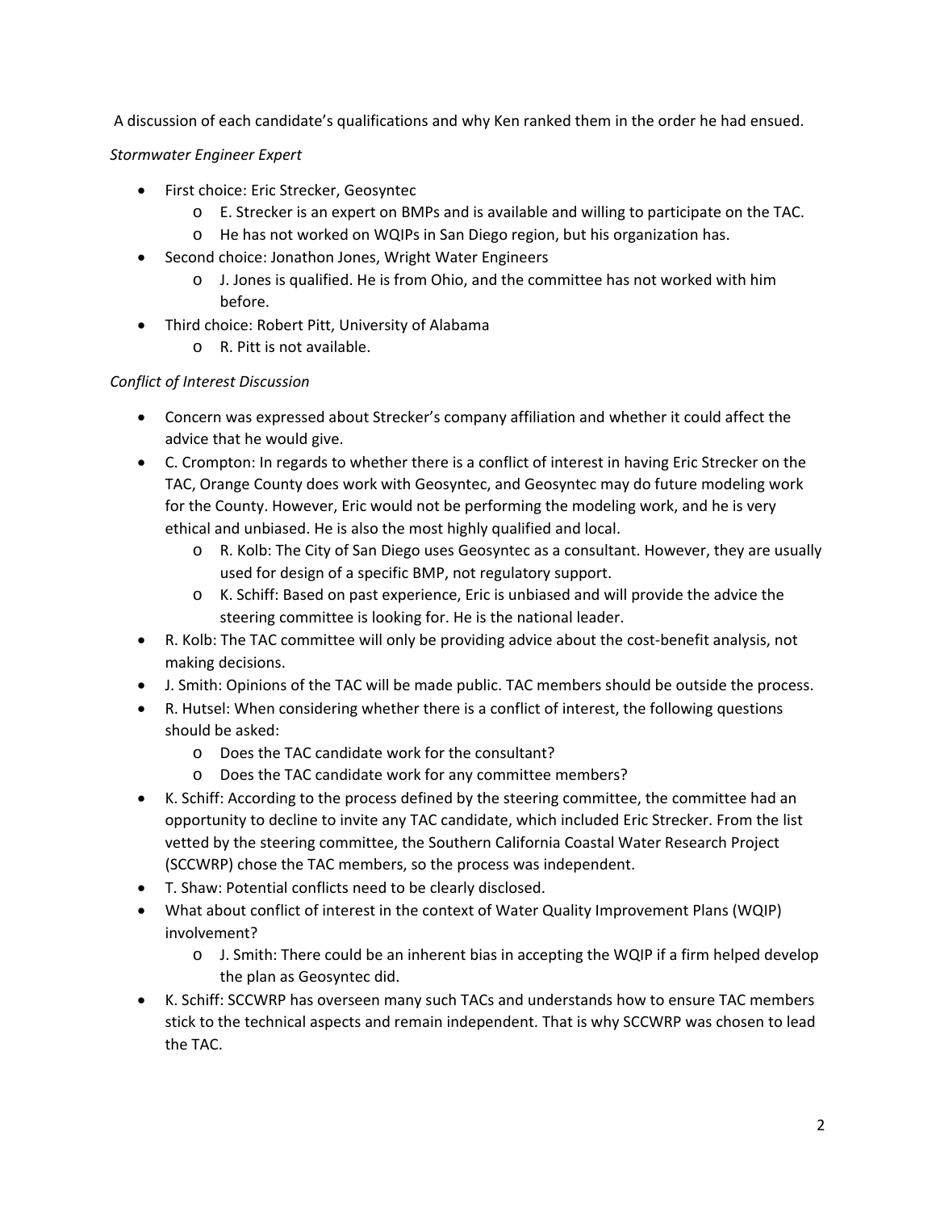A discussion of each candidate's qualifications and why Ken ranked them in the order he had ensued.

*Stormwater Engineer Expert*

- First choice: Eric Strecker, Geosyntec
  - E. Strecker is an expert on BMPs and is available and willing to participate on the TAC.
  - He has not worked on WQIPs in San Diego region, but his organization has.
- Second choice: Jonathon Jones, Wright Water Engineers
  - J. Jones is qualified. He is from Ohio, and the committee has not worked with him before.
- Third choice: Robert Pitt, University of Alabama
  - R. Pitt is not available.

*Conflict of Interest Discussion*

- Concern was expressed about Strecker's company affiliation and whether it could affect the advice that he would give.
- C. Crompton: In regards to whether there is a conflict of interest in having Eric Strecker on the TAC, Orange County does work with Geosyntec, and Geosyntec may do future modeling work for the County. However, Eric would not be performing the modeling work, and he is very ethical and unbiased. He is also the most highly qualified and local.
  - R. Kolb: The City of San Diego uses Geosyntec as a consultant. However, they are usually used for design of a specific BMP, not regulatory support.
  - K. Schiff: Based on past experience, Eric is unbiased and will provide the advice the steering committee is looking for. He is the national leader.
- R. Kolb: The TAC committee will only be providing advice about the cost-benefit analysis, not making decisions.
- J. Smith: Opinions of the TAC will be made public. TAC members should be outside the process.
- R. Hutsel: When considering whether there is a conflict of interest, the following questions should be asked:
  - Does the TAC candidate work for the consultant?
  - Does the TAC candidate work for any committee members?
- K. Schiff: According to the process defined by the steering committee, the committee had an opportunity to decline to invite any TAC candidate, which included Eric Strecker. From the list vetted by the steering committee, the Southern California Coastal Water Research Project (SCCWRP) chose the TAC members, so the process was independent.
- T. Shaw: Potential conflicts need to be clearly disclosed.
- What about conflict of interest in the context of Water Quality Improvement Plans (WQIP) involvement?
  - J. Smith: There could be an inherent bias in accepting the WQIP if a firm helped develop the plan as Geosyntec did.
- K. Schiff: SCCWRP has overseen many such TACs and understands how to ensure TAC members stick to the technical aspects and remain independent. That is why SCCWRP was chosen to lead the TAC.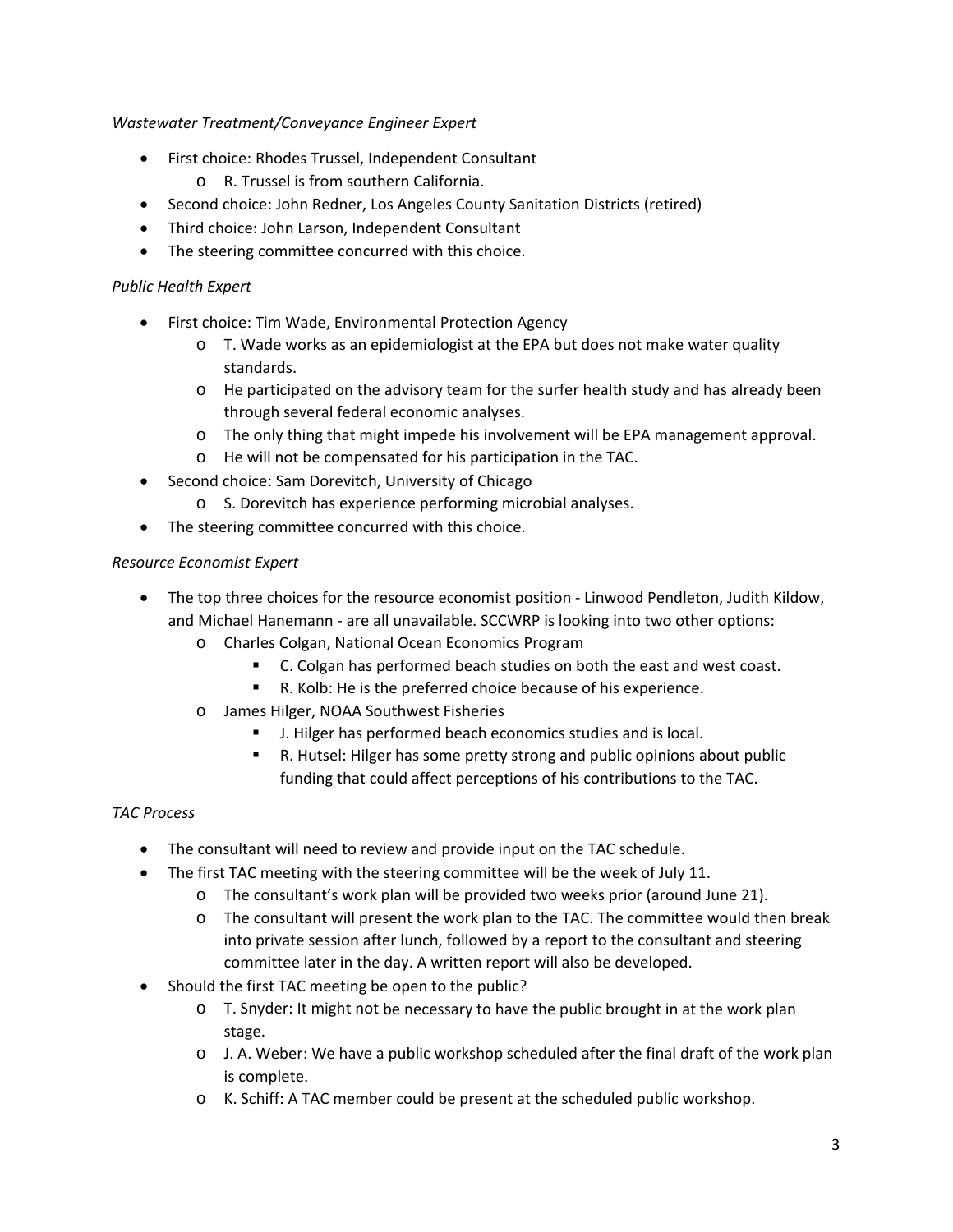*Wastewater Treatment/Conveyance Engineer Expert*

- First choice: Rhodes Trussel, Independent Consultant
  - R. Trussel is from southern California.
- Second choice: John Redner, Los Angeles County Sanitation Districts (retired)
- Third choice: John Larson, Independent Consultant
- The steering committee concurred with this choice.

*Public Health Expert*

- First choice: Tim Wade, Environmental Protection Agency
  - T. Wade works as an epidemiologist at the EPA but does not make water quality standards.
  - He participated on the advisory team for the surfer health study and has already been through several federal economic analyses.
  - The only thing that might impede his involvement will be EPA management approval.
  - He will not be compensated for his participation in the TAC.
- Second choice: Sam Dorevitch, University of Chicago
  - S. Dorevitch has experience performing microbial analyses.
- The steering committee concurred with this choice.

*Resource Economist Expert*

- The top three choices for the resource economist position - Linwood Pendleton, Judith Kildow, and Michael Hanemann - are all unavailable. SCCWRP is looking into two other options:
  - Charles Colgan, National Ocean Economics Program
    - C. Colgan has performed beach studies on both the east and west coast.
    - R. Kolb: He is the preferred choice because of his experience.
  - James Hilger, NOAA Southwest Fisheries
    - J. Hilger has performed beach economics studies and is local.
    - R. Hutsel: Hilger has some pretty strong and public opinions about public funding that could affect perceptions of his contributions to the TAC.

*TAC Process*

- The consultant will need to review and provide input on the TAC schedule.
- The first TAC meeting with the steering committee will be the week of July 11.
  - The consultant's work plan will be provided two weeks prior (around June 21).
  - The consultant will present the work plan to the TAC. The committee would then break into private session after lunch, followed by a report to the consultant and steering committee later in the day. A written report will also be developed.
- Should the first TAC meeting be open to the public?
  - T. Snyder: It might not be necessary to have the public brought in at the work plan stage.
  - J. A. Weber: We have a public workshop scheduled after the final draft of the work plan is complete.
  - K. Schiff: A TAC member could be present at the scheduled public workshop.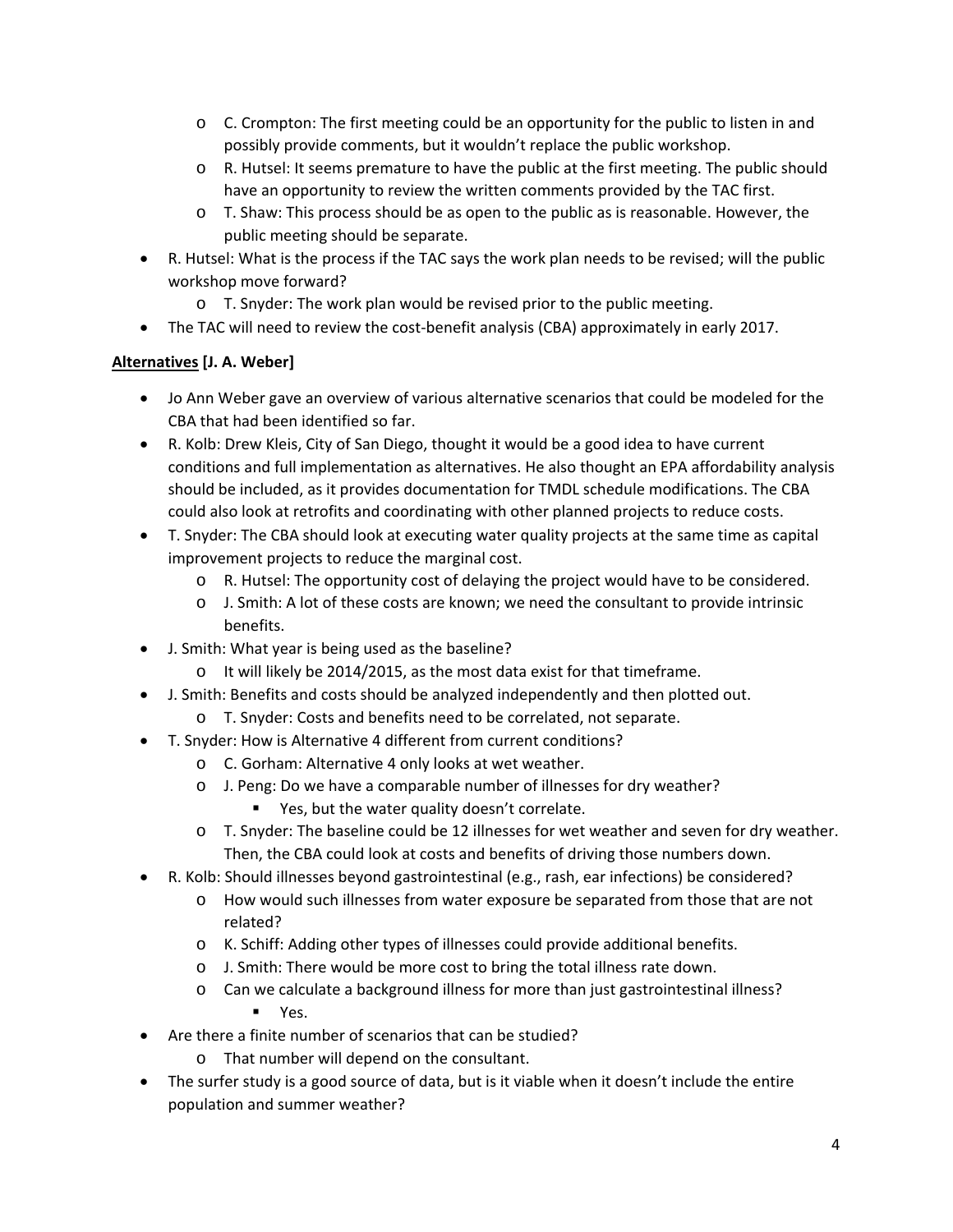- C. Crompton: The first meeting could be an opportunity for the public to listen in and possibly provide comments, but it wouldn't replace the public workshop.
  - R. Hutsel: It seems premature to have the public at the first meeting. The public should have an opportunity to review the written comments provided by the TAC first.
  - T. Shaw: This process should be as open to the public as is reasonable. However, the public meeting should be separate.
- R. Hutsel: What is the process if the TAC says the work plan needs to be revised; will the public workshop move forward?
  - T. Snyder: The work plan would be revised prior to the public meeting.
- The TAC will need to review the cost-benefit analysis (CBA) approximately in early 2017.

**Alternatives [J. A. Weber]**

- Jo Ann Weber gave an overview of various alternative scenarios that could be modeled for the CBA that had been identified so far.
- R. Kolb: Drew Kleis, City of San Diego, thought it would be a good idea to have current conditions and full implementation as alternatives. He also thought an EPA affordability analysis should be included, as it provides documentation for TMDL schedule modifications. The CBA could also look at retrofits and coordinating with other planned projects to reduce costs.
- T. Snyder: The CBA should look at executing water quality projects at the same time as capital improvement projects to reduce the marginal cost.
  - R. Hutsel: The opportunity cost of delaying the project would have to be considered.
  - J. Smith: A lot of these costs are known; we need the consultant to provide intrinsic benefits.
- J. Smith: What year is being used as the baseline?
  - It will likely be 2014/2015, as the most data exist for that timeframe.
- J. Smith: Benefits and costs should be analyzed independently and then plotted out.
  - T. Snyder: Costs and benefits need to be correlated, not separate.
- T. Snyder: How is Alternative 4 different from current conditions?
  - C. Gorham: Alternative 4 only looks at wet weather.
  - J. Peng: Do we have a comparable number of illnesses for dry weather?
    - Yes, but the water quality doesn't correlate.
  - T. Snyder: The baseline could be 12 illnesses for wet weather and seven for dry weather. Then, the CBA could look at costs and benefits of driving those numbers down.
- R. Kolb: Should illnesses beyond gastrointestinal (e.g., rash, ear infections) be considered?
  - How would such illnesses from water exposure be separated from those that are not related?
  - K. Schiff: Adding other types of illnesses could provide additional benefits.
  - J. Smith: There would be more cost to bring the total illness rate down.
  - Can we calculate a background illness for more than just gastrointestinal illness?
    - Yes.
- Are there a finite number of scenarios that can be studied?
  - That number will depend on the consultant.
- The surfer study is a good source of data, but is it viable when it doesn't include the entire population and summer weather?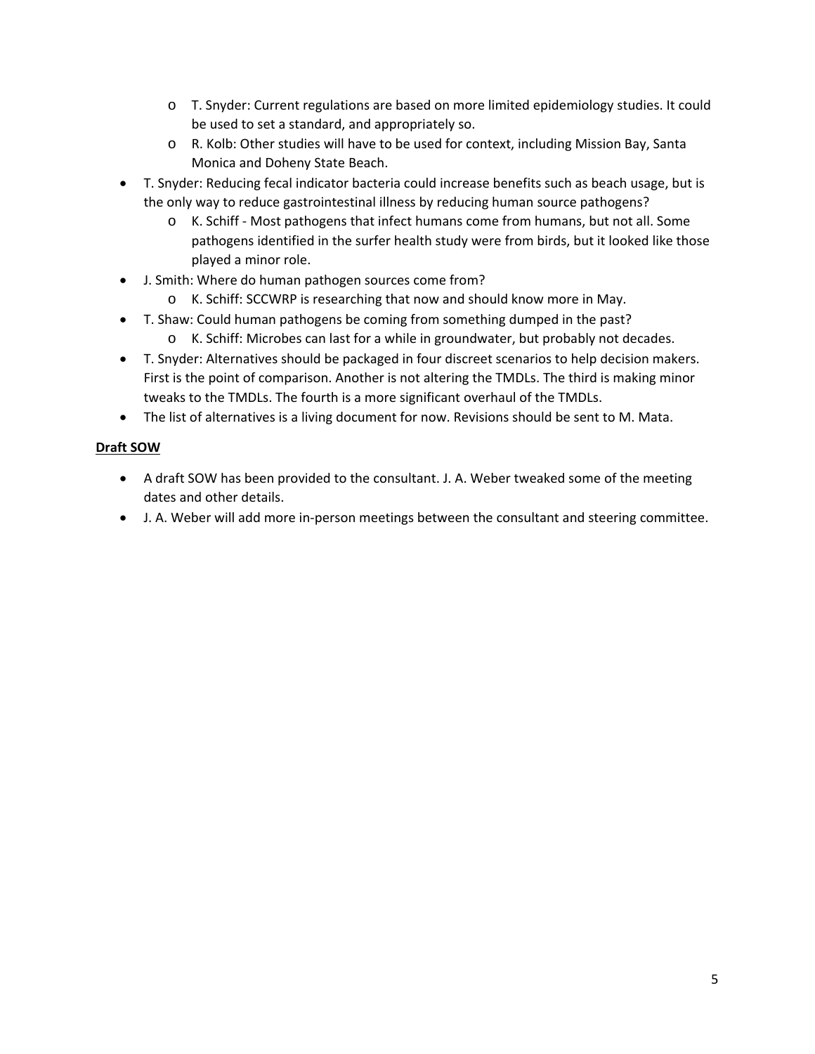- T. Snyder: Current regulations are based on more limited epidemiology studies. It could be used to set a standard, and appropriately so.
  - R. Kolb: Other studies will have to be used for context, including Mission Bay, Santa Monica and Doheny State Beach.
- T. Snyder: Reducing fecal indicator bacteria could increase benefits such as beach usage, but is the only way to reduce gastrointestinal illness by reducing human source pathogens?
  - K. Schiff - Most pathogens that infect humans come from humans, but not all. Some pathogens identified in the surfer health study were from birds, but it looked like those played a minor role.
- J. Smith: Where do human pathogen sources come from?
  - K. Schiff: SCCWRP is researching that now and should know more in May.
- T. Shaw: Could human pathogens be coming from something dumped in the past?
  - K. Schiff: Microbes can last for a while in groundwater, but probably not decades.
- T. Snyder: Alternatives should be packaged in four discreet scenarios to help decision makers. First is the point of comparison. Another is not altering the TMDLs. The third is making minor tweaks to the TMDLs. The fourth is a more significant overhaul of the TMDLs.
- The list of alternatives is a living document for now. Revisions should be sent to M. Mata.

**Draft SOW**

- A draft SOW has been provided to the consultant. J. A. Weber tweaked some of the meeting dates and other details.
- J. A. Weber will add more in-person meetings between the consultant and steering committee.